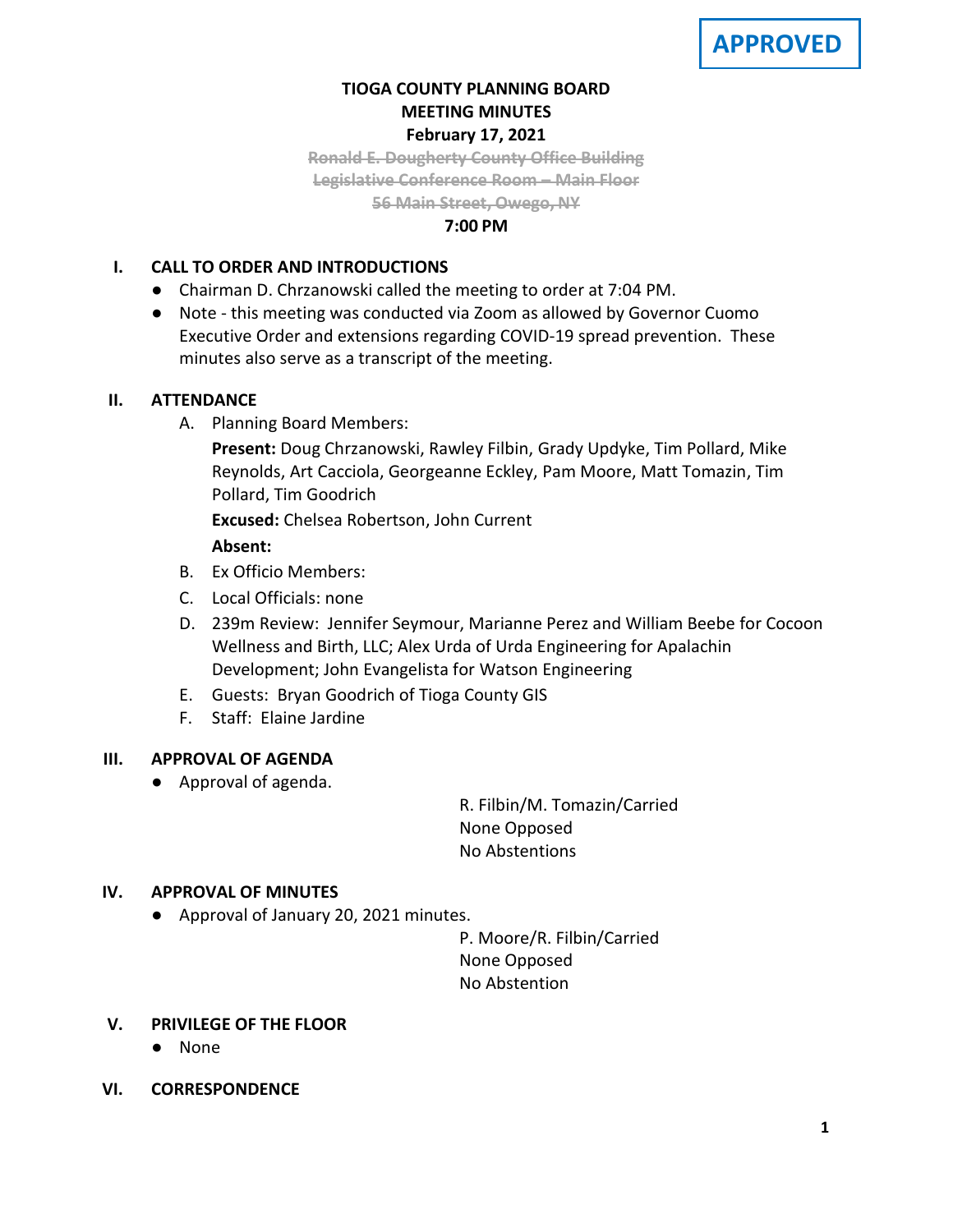**APPROVED**

# TIOGA COUNTY PLANNING BOARD
## MEETING MINUTES
### February 17, 2021

~~Ronald E. Dougherty County Office Building~~
~~Legislative Conference Room – Main Floor~~
~~56 Main Street, Owego, NY~~

**7:00 PM**

## I. CALL TO ORDER AND INTRODUCTIONS

- Chairman D. Chrzanowski called the meeting to order at 7:04 PM.
- Note - this meeting was conducted via Zoom as allowed by Governor Cuomo Executive Order and extensions regarding COVID-19 spread prevention. These minutes also serve as a transcript of the meeting.

## II. ATTENDANCE

A. Planning Board Members:

**Present:** Doug Chrzanowski, Rawley Filbin, Grady Updyke, Tim Pollard, Mike Reynolds, Art Cacciola, Georgeanne Eckley, Pam Moore, Matt Tomazin, Tim Pollard, Tim Goodrich

**Excused:** Chelsea Robertson, John Current

**Absent:**

B. Ex Officio Members:

C. Local Officials: none

D. 239m Review: Jennifer Seymour, Marianne Perez and William Beebe for Cocoon Wellness and Birth, LLC; Alex Urda of Urda Engineering for Apalachin Development; John Evangelista for Watson Engineering

E. Guests: Bryan Goodrich of Tioga County GIS

F. Staff: Elaine Jardine

## III. APPROVAL OF AGENDA

- Approval of agenda.

R. Filbin/M. Tomazin/Carried
None Opposed
No Abstentions

## IV. APPROVAL OF MINUTES

- Approval of January 20, 2021 minutes.

P. Moore/R. Filbin/Carried
None Opposed
No Abstention

## V. PRIVILEGE OF THE FLOOR

- None

## VI. CORRESPONDENCE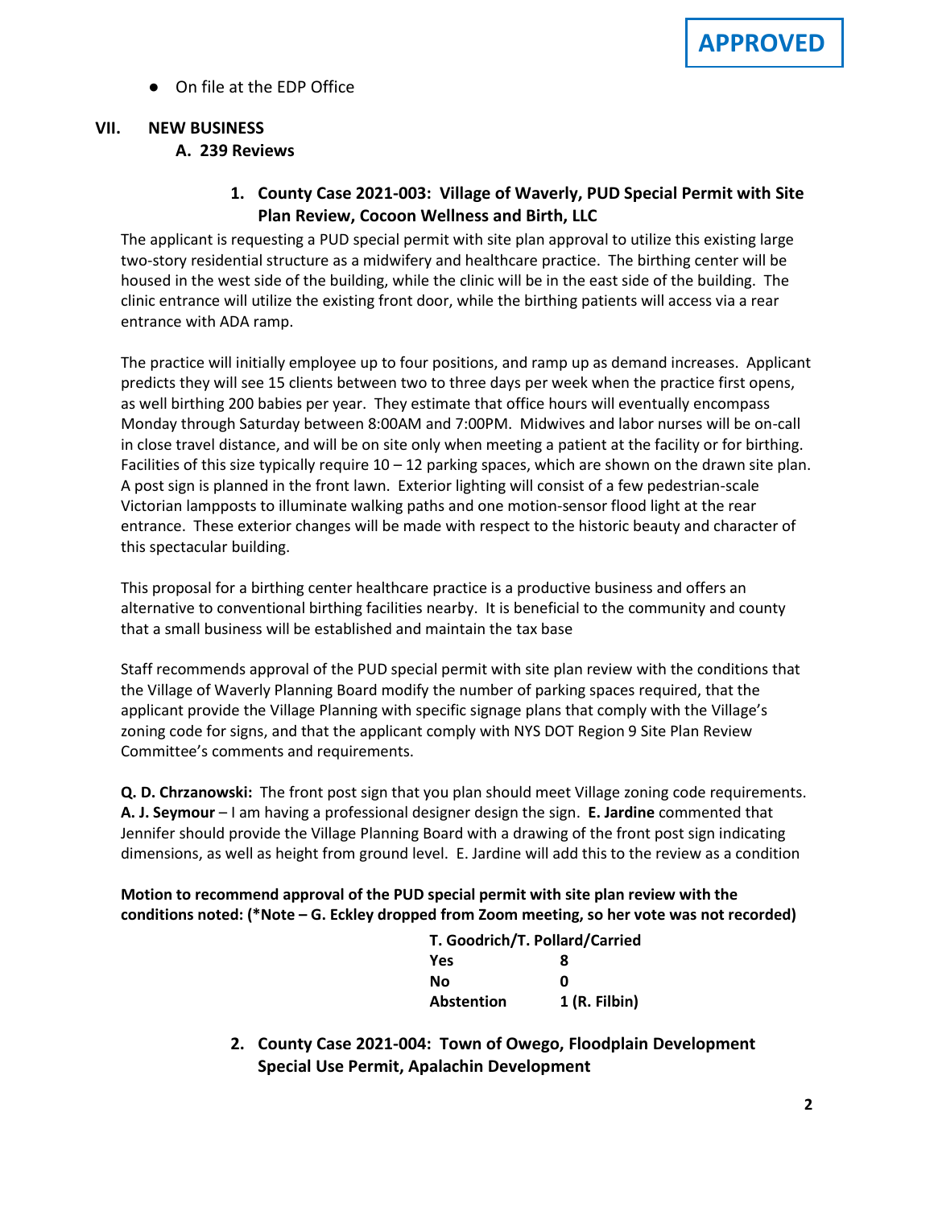**APPROVED**

- On file at the EDP Office

## VII. NEW BUSINESS

### A. 239 Reviews

#### 1. County Case 2021-003: Village of Waverly, PUD Special Permit with Site Plan Review, Cocoon Wellness and Birth, LLC

The applicant is requesting a PUD special permit with site plan approval to utilize this existing large two-story residential structure as a midwifery and healthcare practice. The birthing center will be housed in the west side of the building, while the clinic will be in the east side of the building. The clinic entrance will utilize the existing front door, while the birthing patients will access via a rear entrance with ADA ramp.

The practice will initially employee up to four positions, and ramp up as demand increases. Applicant predicts they will see 15 clients between two to three days per week when the practice first opens, as well birthing 200 babies per year. They estimate that office hours will eventually encompass Monday through Saturday between 8:00AM and 7:00PM. Midwives and labor nurses will be on-call in close travel distance, and will be on site only when meeting a patient at the facility or for birthing. Facilities of this size typically require 10 – 12 parking spaces, which are shown on the drawn site plan. A post sign is planned in the front lawn. Exterior lighting will consist of a few pedestrian-scale Victorian lampposts to illuminate walking paths and one motion-sensor flood light at the rear entrance. These exterior changes will be made with respect to the historic beauty and character of this spectacular building.

This proposal for a birthing center healthcare practice is a productive business and offers an alternative to conventional birthing facilities nearby. It is beneficial to the community and county that a small business will be established and maintain the tax base

Staff recommends approval of the PUD special permit with site plan review with the conditions that the Village of Waverly Planning Board modify the number of parking spaces required, that the applicant provide the Village Planning with specific signage plans that comply with the Village's zoning code for signs, and that the applicant comply with NYS DOT Region 9 Site Plan Review Committee's comments and requirements.

**Q. D. Chrzanowski:** The front post sign that you plan should meet Village zoning code requirements. **A. J. Seymour** – I am having a professional designer design the sign. **E. Jardine** commented that Jennifer should provide the Village Planning Board with a drawing of the front post sign indicating dimensions, as well as height from ground level. E. Jardine will add this to the review as a condition

**Motion to recommend approval of the PUD special permit with site plan review with the conditions noted: (*Note – G. Eckley dropped from Zoom meeting, so her vote was not recorded)**

**T. Goodrich/T. Pollard/Carried**

| | |
|---|---|
| **Yes** | **8** |
| **No** | **0** |
| **Abstention** | **1 (R. Filbin)** |

#### 2. County Case 2021-004: Town of Owego, Floodplain Development Special Use Permit, Apalachin Development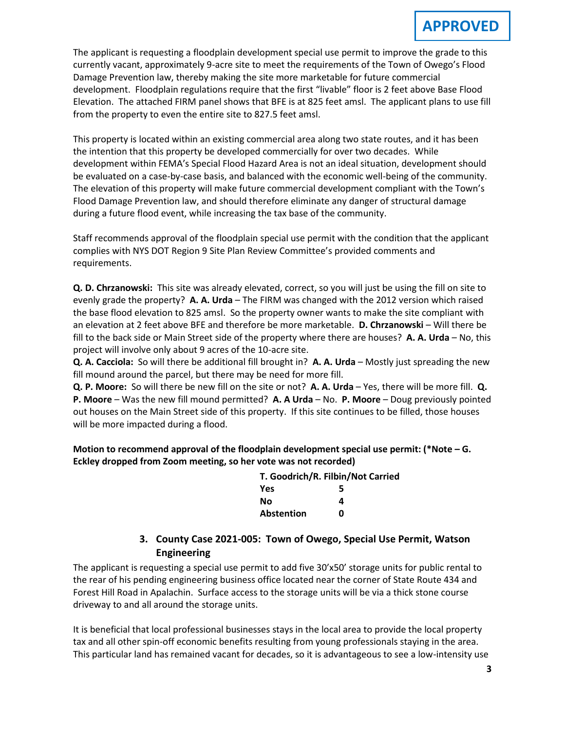**APPROVED**

The applicant is requesting a floodplain development special use permit to improve the grade to this currently vacant, approximately 9-acre site to meet the requirements of the Town of Owego's Flood Damage Prevention law, thereby making the site more marketable for future commercial development. Floodplain regulations require that the first "livable" floor is 2 feet above Base Flood Elevation. The attached FIRM panel shows that BFE is at 825 feet amsl. The applicant plans to use fill from the property to even the entire site to 827.5 feet amsl.

This property is located within an existing commercial area along two state routes, and it has been the intention that this property be developed commercially for over two decades. While development within FEMA's Special Flood Hazard Area is not an ideal situation, development should be evaluated on a case-by-case basis, and balanced with the economic well-being of the community. The elevation of this property will make future commercial development compliant with the Town's Flood Damage Prevention law, and should therefore eliminate any danger of structural damage during a future flood event, while increasing the tax base of the community.

Staff recommends approval of the floodplain special use permit with the condition that the applicant complies with NYS DOT Region 9 Site Plan Review Committee's provided comments and requirements.

**Q. D. Chrzanowski:** This site was already elevated, correct, so you will just be using the fill on site to evenly grade the property? **A. A. Urda** – The FIRM was changed with the 2012 version which raised the base flood elevation to 825 amsl. So the property owner wants to make the site compliant with an elevation at 2 feet above BFE and therefore be more marketable. **D. Chrzanowski** – Will there be fill to the back side or Main Street side of the property where there are houses? **A. A. Urda** – No, this project will involve only about 9 acres of the 10-acre site.

**Q. A. Cacciola:** So will there be additional fill brought in? **A. A. Urda** – Mostly just spreading the new fill mound around the parcel, but there may be need for more fill.

**Q. P. Moore:** So will there be new fill on the site or not? **A. A. Urda** – Yes, there will be more fill. **Q. P. Moore** – Was the new fill mound permitted? **A. A Urda** – No. **P. Moore** – Doug previously pointed out houses on the Main Street side of this property. If this site continues to be filled, those houses will be more impacted during a flood.

**Motion to recommend approval of the floodplain development special use permit: (*Note – G. Eckley dropped from Zoom meeting, so her vote was not recorded)**

| T. Goodrich/R. Filbin/Not Carried | |
|---|---|
| Yes | 5 |
| No | 4 |
| Abstention | 0 |

### 3. County Case 2021-005: Town of Owego, Special Use Permit, Watson Engineering

The applicant is requesting a special use permit to add five 30'x50' storage units for public rental to the rear of his pending engineering business office located near the corner of State Route 434 and Forest Hill Road in Apalachin. Surface access to the storage units will be via a thick stone course driveway to and all around the storage units.

It is beneficial that local professional businesses stays in the local area to provide the local property tax and all other spin-off economic benefits resulting from young professionals staying in the area. This particular land has remained vacant for decades, so it is advantageous to see a low-intensity use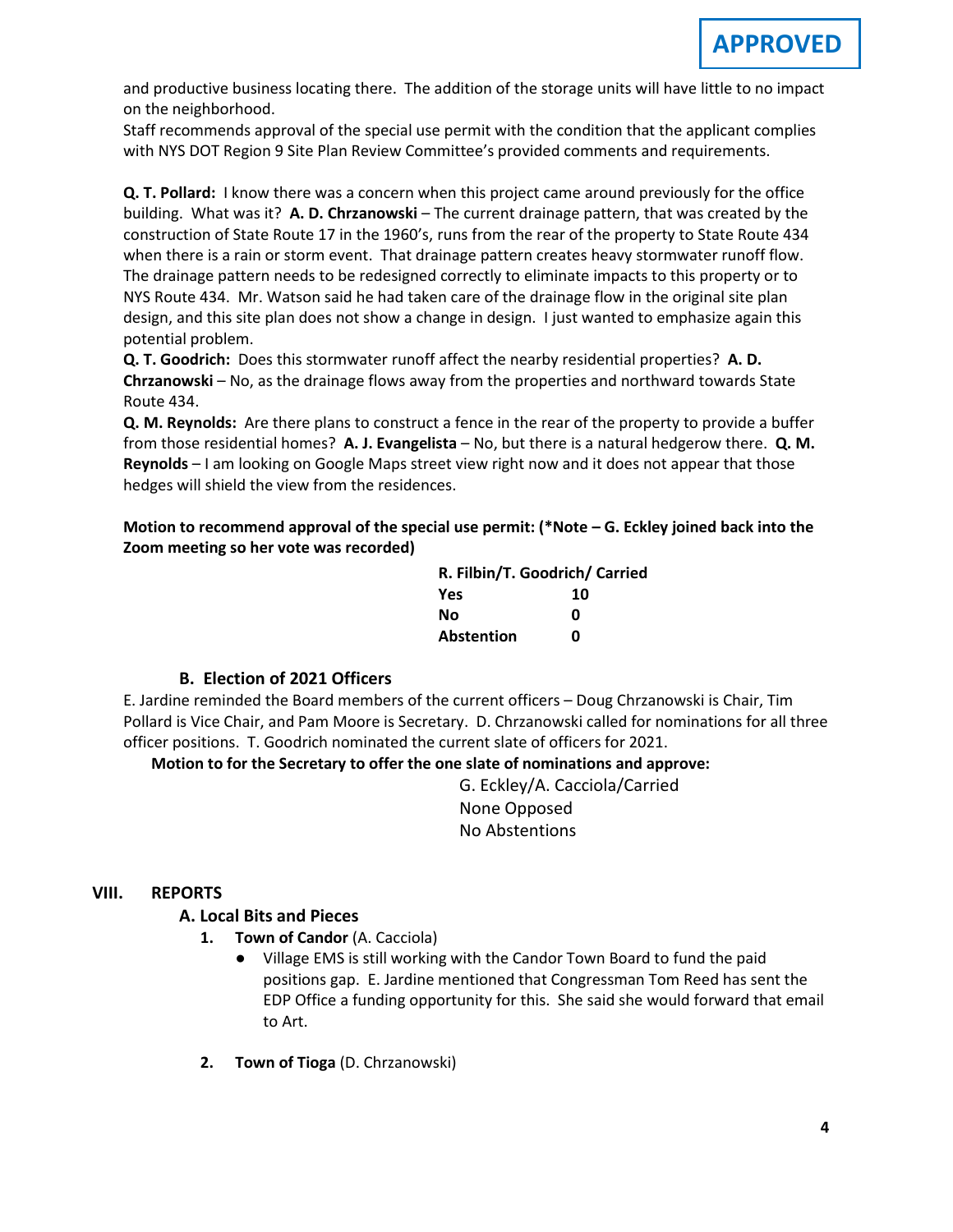**APPROVED**

and productive business locating there. The addition of the storage units will have little to no impact on the neighborhood.

Staff recommends approval of the special use permit with the condition that the applicant complies with NYS DOT Region 9 Site Plan Review Committee's provided comments and requirements.

**Q. T. Pollard:** I know there was a concern when this project came around previously for the office building. What was it? **A. D. Chrzanowski** – The current drainage pattern, that was created by the construction of State Route 17 in the 1960's, runs from the rear of the property to State Route 434 when there is a rain or storm event. That drainage pattern creates heavy stormwater runoff flow. The drainage pattern needs to be redesigned correctly to eliminate impacts to this property or to NYS Route 434. Mr. Watson said he had taken care of the drainage flow in the original site plan design, and this site plan does not show a change in design. I just wanted to emphasize again this potential problem.

**Q. T. Goodrich:** Does this stormwater runoff affect the nearby residential properties? **A. D. Chrzanowski** – No, as the drainage flows away from the properties and northward towards State Route 434.

**Q. M. Reynolds:** Are there plans to construct a fence in the rear of the property to provide a buffer from those residential homes? **A. J. Evangelista** – No, but there is a natural hedgerow there. **Q. M. Reynolds** – I am looking on Google Maps street view right now and it does not appear that those hedges will shield the view from the residences.

**Motion to recommend approval of the special use permit: (*Note – G. Eckley joined back into the Zoom meeting so her vote was recorded)**

| R. Filbin/T. Goodrich/ Carried | |
|---|---|
| **Yes** | **10** |
| **No** | **0** |
| **Abstention** | **0** |

### B. Election of 2021 Officers

E. Jardine reminded the Board members of the current officers – Doug Chrzanowski is Chair, Tim Pollard is Vice Chair, and Pam Moore is Secretary. D. Chrzanowski called for nominations for all three officer positions. T. Goodrich nominated the current slate of officers for 2021.

**Motion to for the Secretary to offer the one slate of nominations and approve:**

G. Eckley/A. Cacciola/Carried
None Opposed
No Abstentions

## VIII. REPORTS

### A. Local Bits and Pieces

1. **Town of Candor** (A. Cacciola)
   - Village EMS is still working with the Candor Town Board to fund the paid positions gap. E. Jardine mentioned that Congressman Tom Reed has sent the EDP Office a funding opportunity for this. She said she would forward that email to Art.

2. **Town of Tioga** (D. Chrzanowski)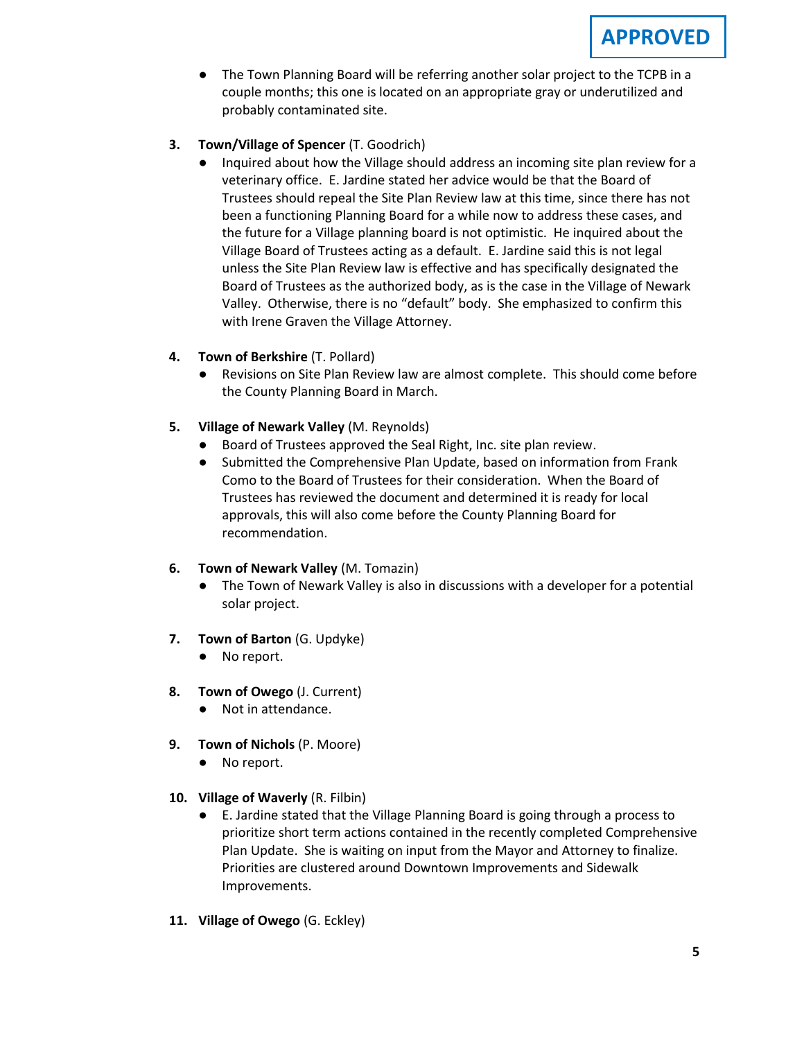**APPROVED**

- The Town Planning Board will be referring another solar project to the TCPB in a couple months; this one is located on an appropriate gray or underutilized and probably contaminated site.

3. **Town/Village of Spencer** (T. Goodrich)
   - Inquired about how the Village should address an incoming site plan review for a veterinary office. E. Jardine stated her advice would be that the Board of Trustees should repeal the Site Plan Review law at this time, since there has not been a functioning Planning Board for a while now to address these cases, and the future for a Village planning board is not optimistic. He inquired about the Village Board of Trustees acting as a default. E. Jardine said this is not legal unless the Site Plan Review law is effective and has specifically designated the Board of Trustees as the authorized body, as is the case in the Village of Newark Valley. Otherwise, there is no "default" body. She emphasized to confirm this with Irene Graven the Village Attorney.

4. **Town of Berkshire** (T. Pollard)
   - Revisions on Site Plan Review law are almost complete. This should come before the County Planning Board in March.

5. **Village of Newark Valley** (M. Reynolds)
   - Board of Trustees approved the Seal Right, Inc. site plan review.
   - Submitted the Comprehensive Plan Update, based on information from Frank Como to the Board of Trustees for their consideration. When the Board of Trustees has reviewed the document and determined it is ready for local approvals, this will also come before the County Planning Board for recommendation.

6. **Town of Newark Valley** (M. Tomazin)
   - The Town of Newark Valley is also in discussions with a developer for a potential solar project.

7. **Town of Barton** (G. Updyke)
   - No report.

8. **Town of Owego** (J. Current)
   - Not in attendance.

9. **Town of Nichols** (P. Moore)
   - No report.

10. **Village of Waverly** (R. Filbin)
    - E. Jardine stated that the Village Planning Board is going through a process to prioritize short term actions contained in the recently completed Comprehensive Plan Update. She is waiting on input from the Mayor and Attorney to finalize. Priorities are clustered around Downtown Improvements and Sidewalk Improvements.

11. **Village of Owego** (G. Eckley)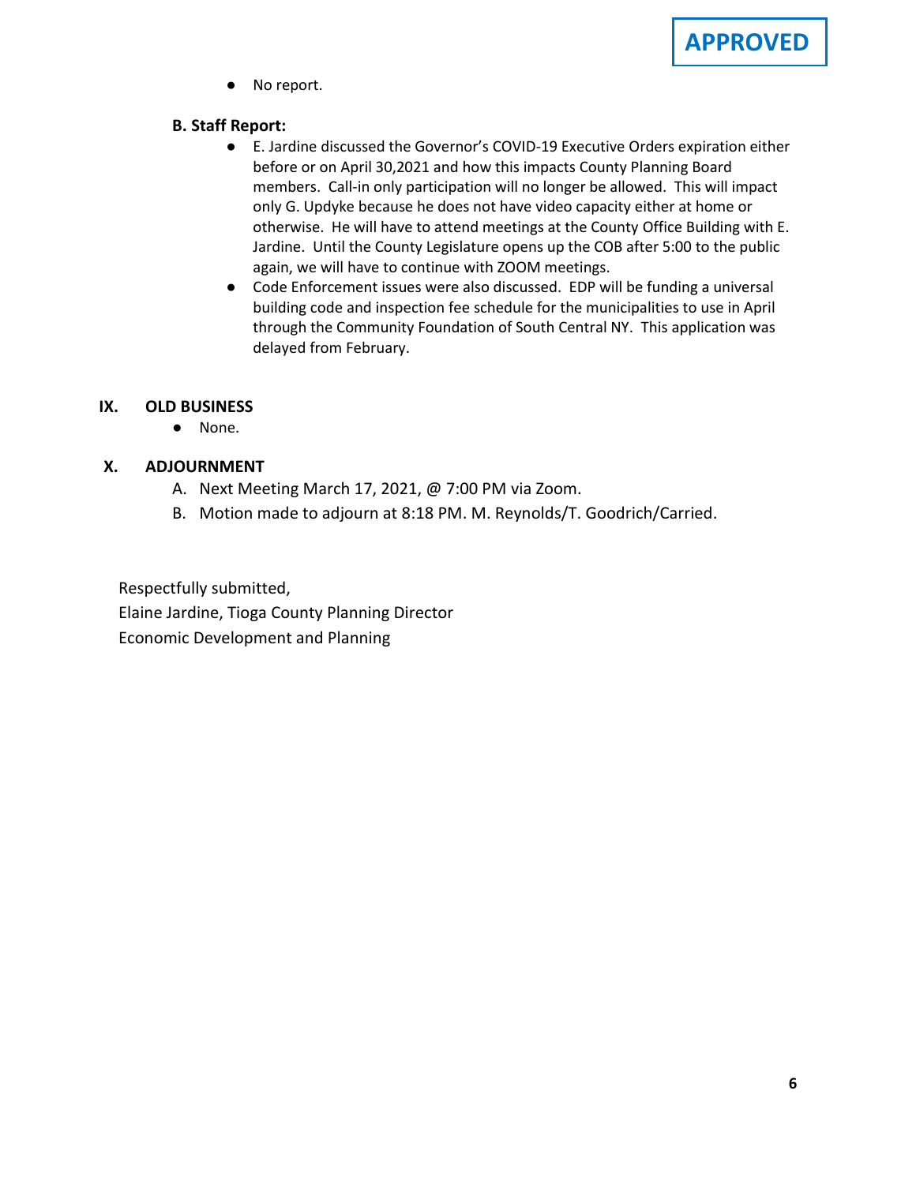**APPROVED**

- No report.

### B. Staff Report:

- E. Jardine discussed the Governor's COVID-19 Executive Orders expiration either before or on April 30,2021 and how this impacts County Planning Board members. Call-in only participation will no longer be allowed. This will impact only G. Updyke because he does not have video capacity either at home or otherwise. He will have to attend meetings at the County Office Building with E. Jardine. Until the County Legislature opens up the COB after 5:00 to the public again, we will have to continue with ZOOM meetings.
- Code Enforcement issues were also discussed. EDP will be funding a universal building code and inspection fee schedule for the municipalities to use in April through the Community Foundation of South Central NY. This application was delayed from February.

## IX. OLD BUSINESS

- None.

## X. ADJOURNMENT

A. Next Meeting March 17, 2021, @ 7:00 PM via Zoom.

B. Motion made to adjourn at 8:18 PM. M. Reynolds/T. Goodrich/Carried.

Respectfully submitted,
Elaine Jardine, Tioga County Planning Director
Economic Development and Planning